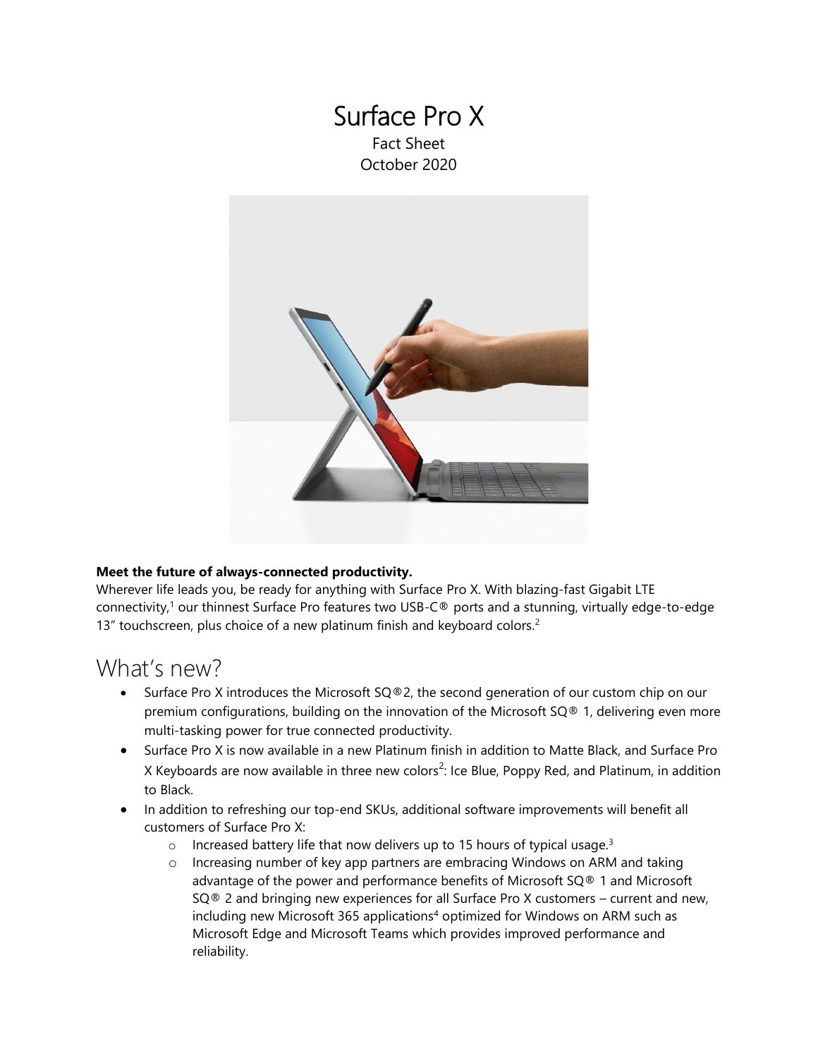# Surface Pro X

Fact Sheet
October 2020

**Meet the future of always-connected productivity.**
Wherever life leads you, be ready for anything with Surface Pro X. With blazing-fast Gigabit LTE connectivity,[1] our thinnest Surface Pro features two USB-C® ports and a stunning, virtually edge-to-edge 13" touchscreen, plus choice of a new platinum finish and keyboard colors.[2]

## What's new?

- Surface Pro X introduces the Microsoft SQ®2, the second generation of our custom chip on our premium configurations, building on the innovation of the Microsoft SQ® 1, delivering even more multi-tasking power for true connected productivity.
- Surface Pro X is now available in a new Platinum finish in addition to Matte Black, and Surface Pro X Keyboards are now available in three new colors[2]: Ice Blue, Poppy Red, and Platinum, in addition to Black.
- In addition to refreshing our top-end SKUs, additional software improvements will benefit all customers of Surface Pro X:
  - Increased battery life that now delivers up to 15 hours of typical usage.[3]
  - Increasing number of key app partners are embracing Windows on ARM and taking advantage of the power and performance benefits of Microsoft SQ® 1 and Microsoft SQ® 2 and bringing new experiences for all Surface Pro X customers – current and new, including new Microsoft 365 applications[4] optimized for Windows on ARM such as Microsoft Edge and Microsoft Teams which provides improved performance and reliability.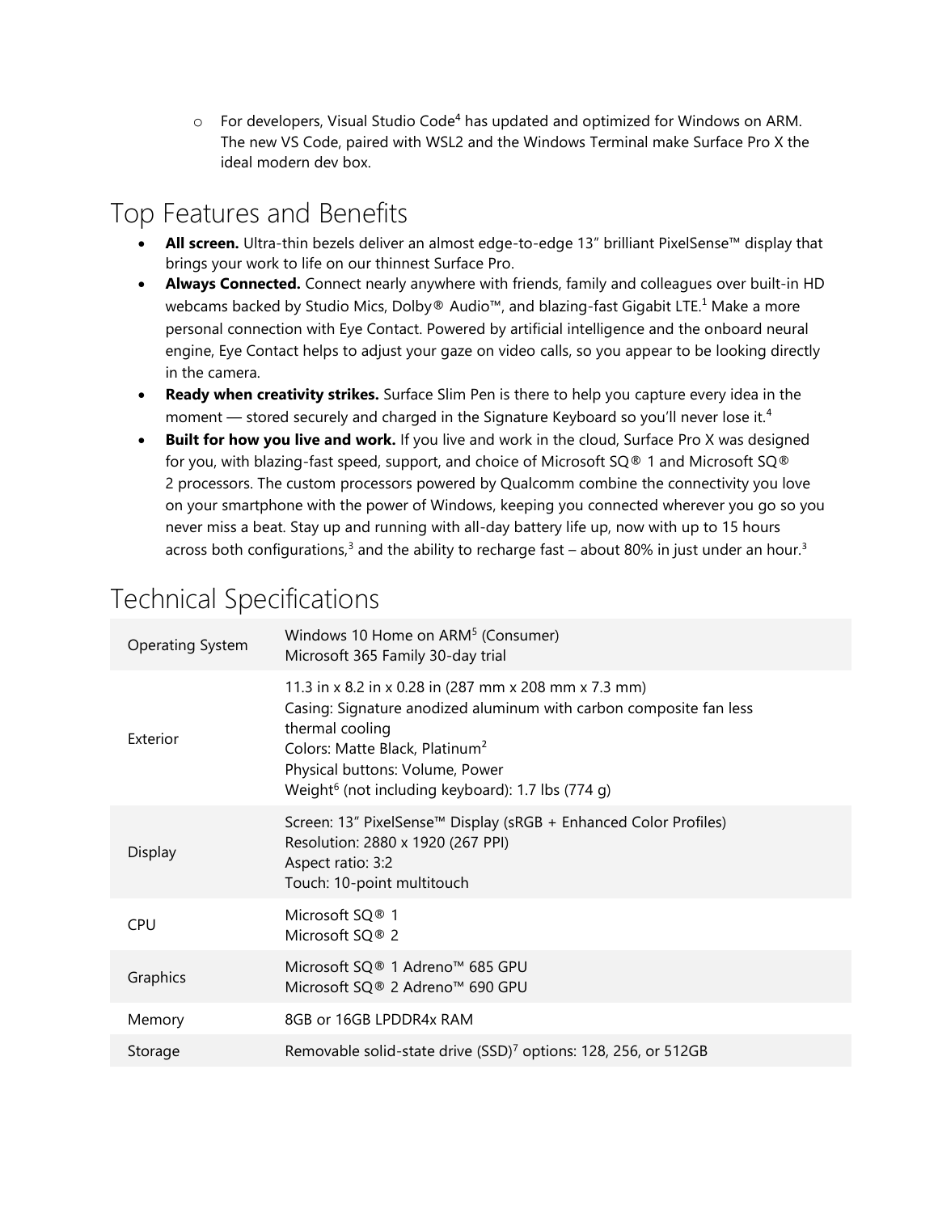- For developers, Visual Studio Code[4] has updated and optimized for Windows on ARM. The new VS Code, paired with WSL2 and the Windows Terminal make Surface Pro X the ideal modern dev box.

## Top Features and Benefits

- **All screen.** Ultra-thin bezels deliver an almost edge-to-edge 13" brilliant PixelSense™ display that brings your work to life on our thinnest Surface Pro.
- **Always Connected.** Connect nearly anywhere with friends, family and colleagues over built-in HD webcams backed by Studio Mics, Dolby® Audio™, and blazing-fast Gigabit LTE.[1] Make a more personal connection with Eye Contact. Powered by artificial intelligence and the onboard neural engine, Eye Contact helps to adjust your gaze on video calls, so you appear to be looking directly in the camera.
- **Ready when creativity strikes.** Surface Slim Pen is there to help you capture every idea in the moment — stored securely and charged in the Signature Keyboard so you'll never lose it.[4]
- **Built for how you live and work.** If you live and work in the cloud, Surface Pro X was designed for you, with blazing-fast speed, support, and choice of Microsoft SQ® 1 and Microsoft SQ® 2 processors. The custom processors powered by Qualcomm combine the connectivity you love on your smartphone with the power of Windows, keeping you connected wherever you go so you never miss a beat. Stay up and running with all-day battery life up, now with up to 15 hours across both configurations,[3] and the ability to recharge fast – about 80% in just under an hour.[3]

## Technical Specifications

| | |
|---|---|
| Operating System | Windows 10 Home on ARM[5] (Consumer)<br>Microsoft 365 Family 30-day trial |
| Exterior | 11.3 in x 8.2 in x 0.28 in (287 mm x 208 mm x 7.3 mm)<br>Casing: Signature anodized aluminum with carbon composite fan less thermal cooling<br>Colors: Matte Black, Platinum[2]<br>Physical buttons: Volume, Power<br>Weight[6] (not including keyboard): 1.7 lbs (774 g) |
| Display | Screen: 13" PixelSense™ Display (sRGB + Enhanced Color Profiles)<br>Resolution: 2880 x 1920 (267 PPI)<br>Aspect ratio: 3:2<br>Touch: 10-point multitouch |
| CPU | Microsoft SQ® 1<br>Microsoft SQ® 2 |
| Graphics | Microsoft SQ® 1 Adreno™ 685 GPU<br>Microsoft SQ® 2 Adreno™ 690 GPU |
| Memory | 8GB or 16GB LPDDR4x RAM |
| Storage | Removable solid-state drive (SSD)[7] options: 128, 256, or 512GB |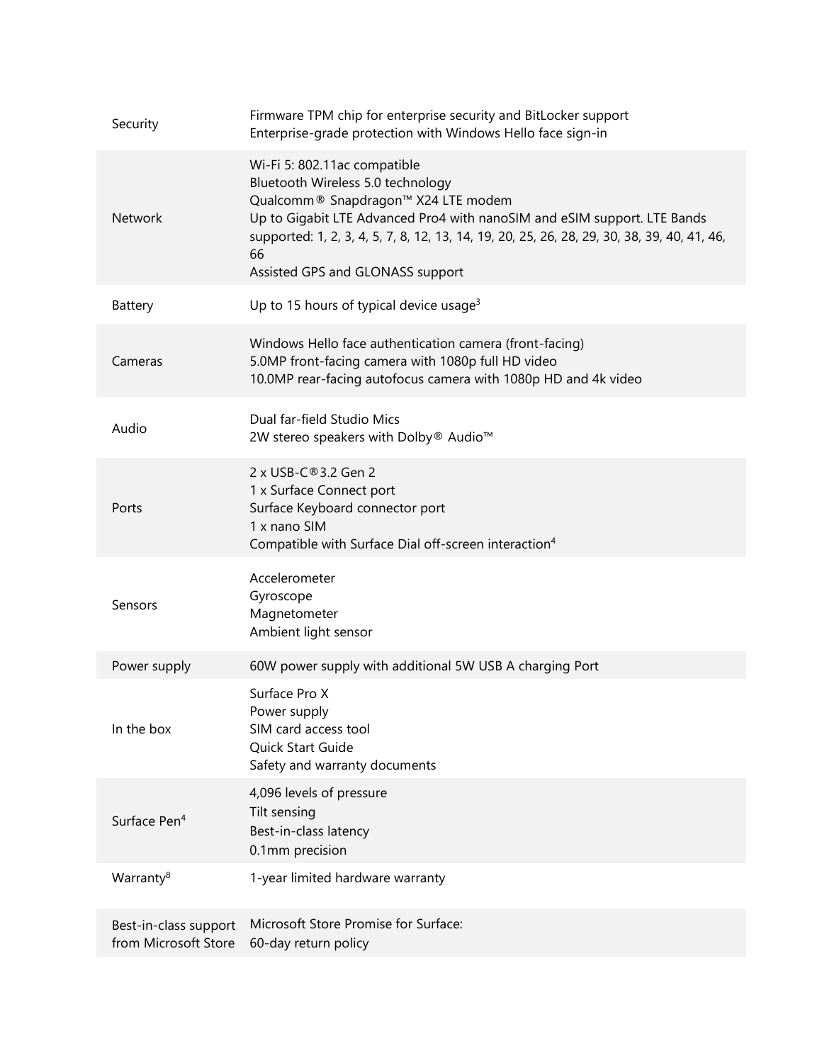| | |
|---|---|
| Security | Firmware TPM chip for enterprise security and BitLocker support<br>Enterprise-grade protection with Windows Hello face sign-in |
| Network | Wi-Fi 5: 802.11ac compatible<br>Bluetooth Wireless 5.0 technology<br>Qualcomm® Snapdragon™ X24 LTE modem<br>Up to Gigabit LTE Advanced Pro4 with nanoSIM and eSIM support. LTE Bands supported: 1, 2, 3, 4, 5, 7, 8, 12, 13, 14, 19, 20, 25, 26, 28, 29, 30, 38, 39, 40, 41, 46, 66<br>Assisted GPS and GLONASS support |
| Battery | Up to 15 hours of typical device usage[3] |
| Cameras | Windows Hello face authentication camera (front-facing)<br>5.0MP front-facing camera with 1080p full HD video<br>10.0MP rear-facing autofocus camera with 1080p HD and 4k video |
| Audio | Dual far-field Studio Mics<br>2W stereo speakers with Dolby® Audio™ |
| Ports | 2 x USB-C®3.2 Gen 2<br>1 x Surface Connect port<br>Surface Keyboard connector port<br>1 x nano SIM<br>Compatible with Surface Dial off-screen interaction[4] |
| Sensors | Accelerometer<br>Gyroscope<br>Magnetometer<br>Ambient light sensor |
| Power supply | 60W power supply with additional 5W USB A charging Port |
| In the box | Surface Pro X<br>Power supply<br>SIM card access tool<br>Quick Start Guide<br>Safety and warranty documents |
| Surface Pen[4] | 4,096 levels of pressure<br>Tilt sensing<br>Best-in-class latency<br>0.1mm precision |
| Warranty[8] | 1-year limited hardware warranty |
| Best-in-class support from Microsoft Store | Microsoft Store Promise for Surface:<br>60-day return policy |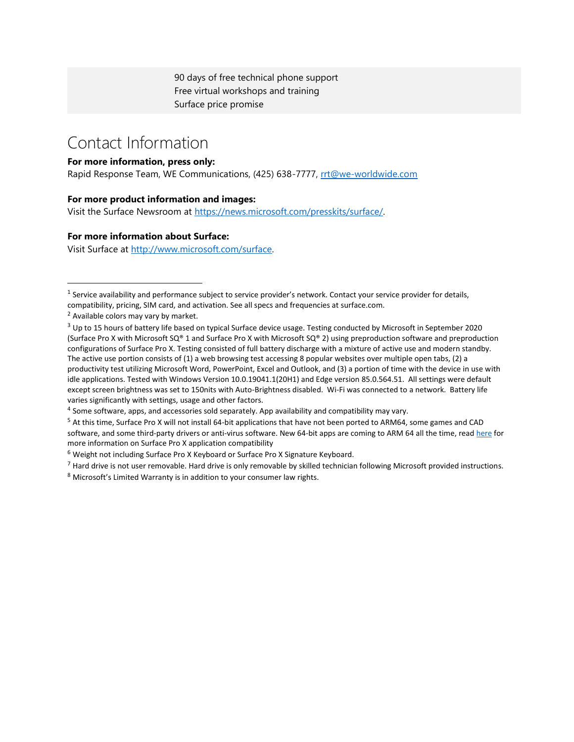| | |
|---|---|
| | 90 days of free technical phone support<br>Free virtual workshops and training<br>Surface price promise |

# Contact Information

**For more information, press only:**
Rapid Response Team, WE Communications, (425) 638-7777, rrt@we-worldwide.com

**For more product information and images:**
Visit the Surface Newsroom at https://news.microsoft.com/presskits/surface/.

**For more information about Surface:**
Visit Surface at http://www.microsoft.com/surface.

---

[1] Service availability and performance subject to service provider's network. Contact your service provider for details, compatibility, pricing, SIM card, and activation. See all specs and frequencies at surface.com.

[2] Available colors may vary by market.

[3] Up to 15 hours of battery life based on typical Surface device usage. Testing conducted by Microsoft in September 2020 (Surface Pro X with Microsoft SQ® 1 and Surface Pro X with Microsoft SQ® 2) using preproduction software and preproduction configurations of Surface Pro X. Testing consisted of full battery discharge with a mixture of active use and modern standby. The active use portion consists of (1) a web browsing test accessing 8 popular websites over multiple open tabs, (2) a productivity test utilizing Microsoft Word, PowerPoint, Excel and Outlook, and (3) a portion of time with the device in use with idle applications. Tested with Windows Version 10.0.19041.1(20H1) and Edge version 85.0.564.51. All settings were default except screen brightness was set to 150nits with Auto-Brightness disabled. Wi-Fi was connected to a network. Battery life varies significantly with settings, usage and other factors.

[4] Some software, apps, and accessories sold separately. App availability and compatibility may vary.

[5] At this time, Surface Pro X will not install 64-bit applications that have not been ported to ARM64, some games and CAD software, and some third-party drivers or anti-virus software. New 64-bit apps are coming to ARM 64 all the time, read here for more information on Surface Pro X application compatibility

[6] Weight not including Surface Pro X Keyboard or Surface Pro X Signature Keyboard.

[7] Hard drive is not user removable. Hard drive is only removable by skilled technician following Microsoft provided instructions.

[8] Microsoft's Limited Warranty is in addition to your consumer law rights.